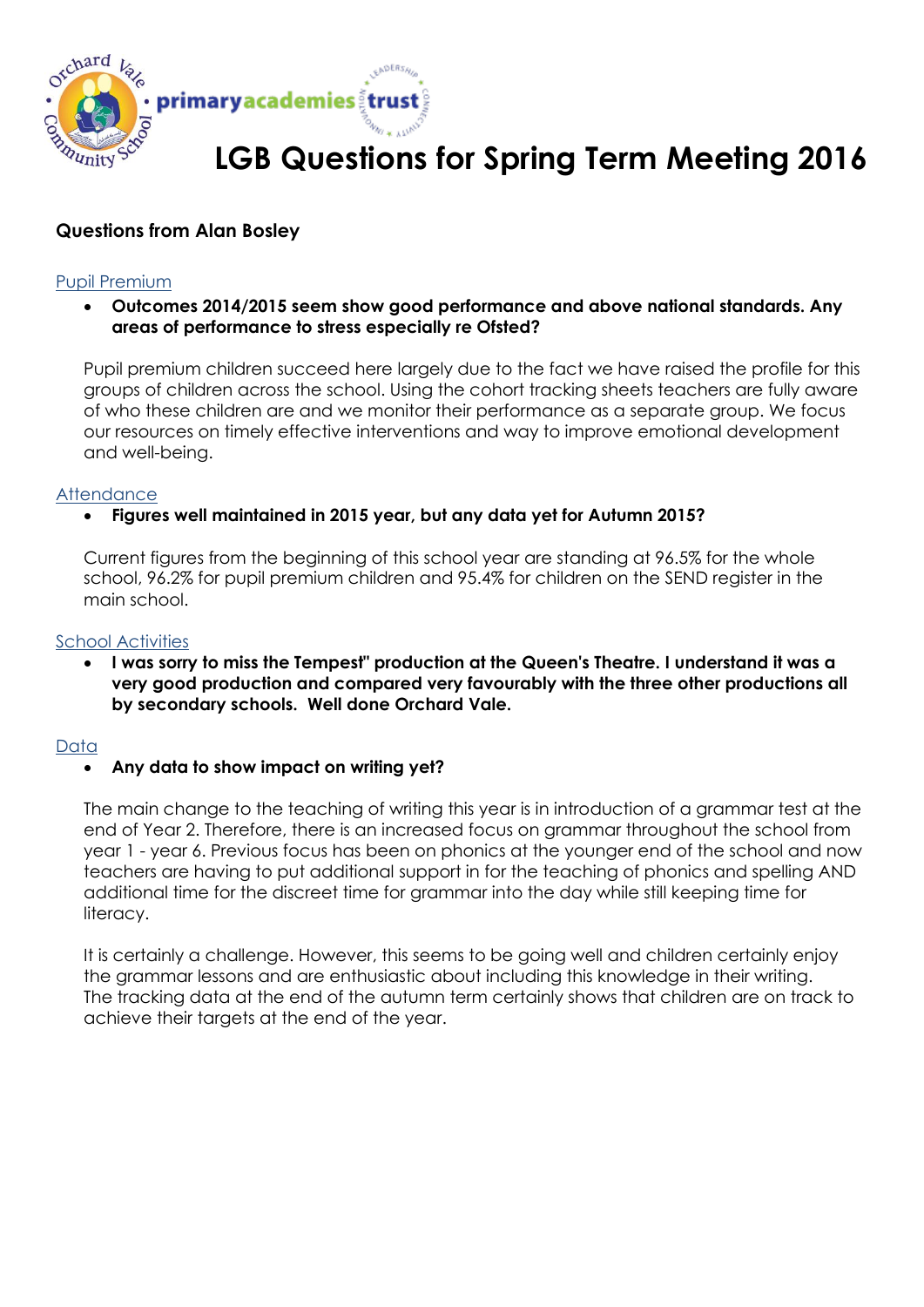# LGB Questions for Spring Term Meeting 2016

**Questions from Alan Bosley**

Pupil Premium

- **Outcomes 2014/2015 seem show good performance and above national standards. Any areas of performance to stress especially re Ofsted?**

Pupil premium children succeed here largely due to the fact we have raised the profile for this groups of children across the school. Using the cohort tracking sheets teachers are fully aware of who these children are and we monitor their performance as a separate group. We focus our resources on timely effective interventions and way to improve emotional development and well-being.

Attendance

- **Figures well maintained in 2015 year, but any data yet for Autumn 2015?**

Current figures from the beginning of this school year are standing at 96.5% for the whole school, 96.2% for pupil premium children and 95.4% for children on the SEND register in the main school.

School Activities

- **I was sorry to miss the Tempest" production at the Queen's Theatre. I understand it was a very good production and compared very favourably with the three other productions all by secondary schools. Well done Orchard Vale.**

Data

- **Any data to show impact on writing yet?**

The main change to the teaching of writing this year is in introduction of a grammar test at the end of Year 2. Therefore, there is an increased focus on grammar throughout the school from year 1 - year 6. Previous focus has been on phonics at the younger end of the school and now teachers are having to put additional support in for the teaching of phonics and spelling AND additional time for the discreet time for grammar into the day while still keeping time for literacy.

It is certainly a challenge. However, this seems to be going well and children certainly enjoy the grammar lessons and are enthusiastic about including this knowledge in their writing. The tracking data at the end of the autumn term certainly shows that children are on track to achieve their targets at the end of the year.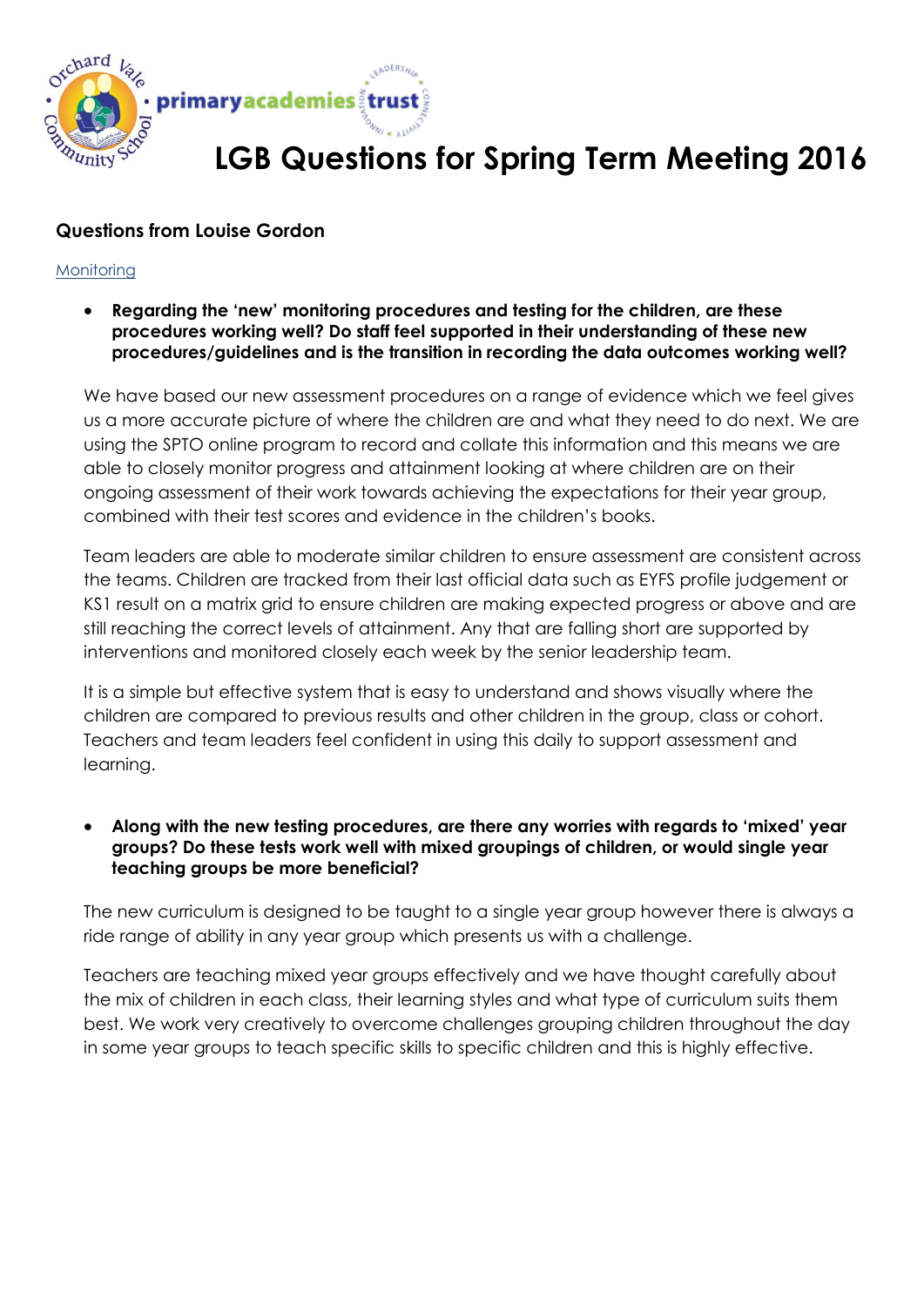# LGB Questions for Spring Term Meeting 2016

**Questions from Louise Gordon**

Monitoring

- **Regarding the 'new' monitoring procedures and testing for the children, are these procedures working well? Do staff feel supported in their understanding of these new procedures/guidelines and is the transition in recording the data outcomes working well?**

We have based our new assessment procedures on a range of evidence which we feel gives us a more accurate picture of where the children are and what they need to do next. We are using the SPTO online program to record and collate this information and this means we are able to closely monitor progress and attainment looking at where children are on their ongoing assessment of their work towards achieving the expectations for their year group, combined with their test scores and evidence in the children's books.

Team leaders are able to moderate similar children to ensure assessment are consistent across the teams. Children are tracked from their last official data such as EYFS profile judgement or KS1 result on a matrix grid to ensure children are making expected progress or above and are still reaching the correct levels of attainment. Any that are falling short are supported by interventions and monitored closely each week by the senior leadership team.

It is a simple but effective system that is easy to understand and shows visually where the children are compared to previous results and other children in the group, class or cohort. Teachers and team leaders feel confident in using this daily to support assessment and learning.

- **Along with the new testing procedures, are there any worries with regards to 'mixed' year groups? Do these tests work well with mixed groupings of children, or would single year teaching groups be more beneficial?**

The new curriculum is designed to be taught to a single year group however there is always a ride range of ability in any year group which presents us with a challenge.

Teachers are teaching mixed year groups effectively and we have thought carefully about the mix of children in each class, their learning styles and what type of curriculum suits them best. We work very creatively to overcome challenges grouping children throughout the day in some year groups to teach specific skills to specific children and this is highly effective.